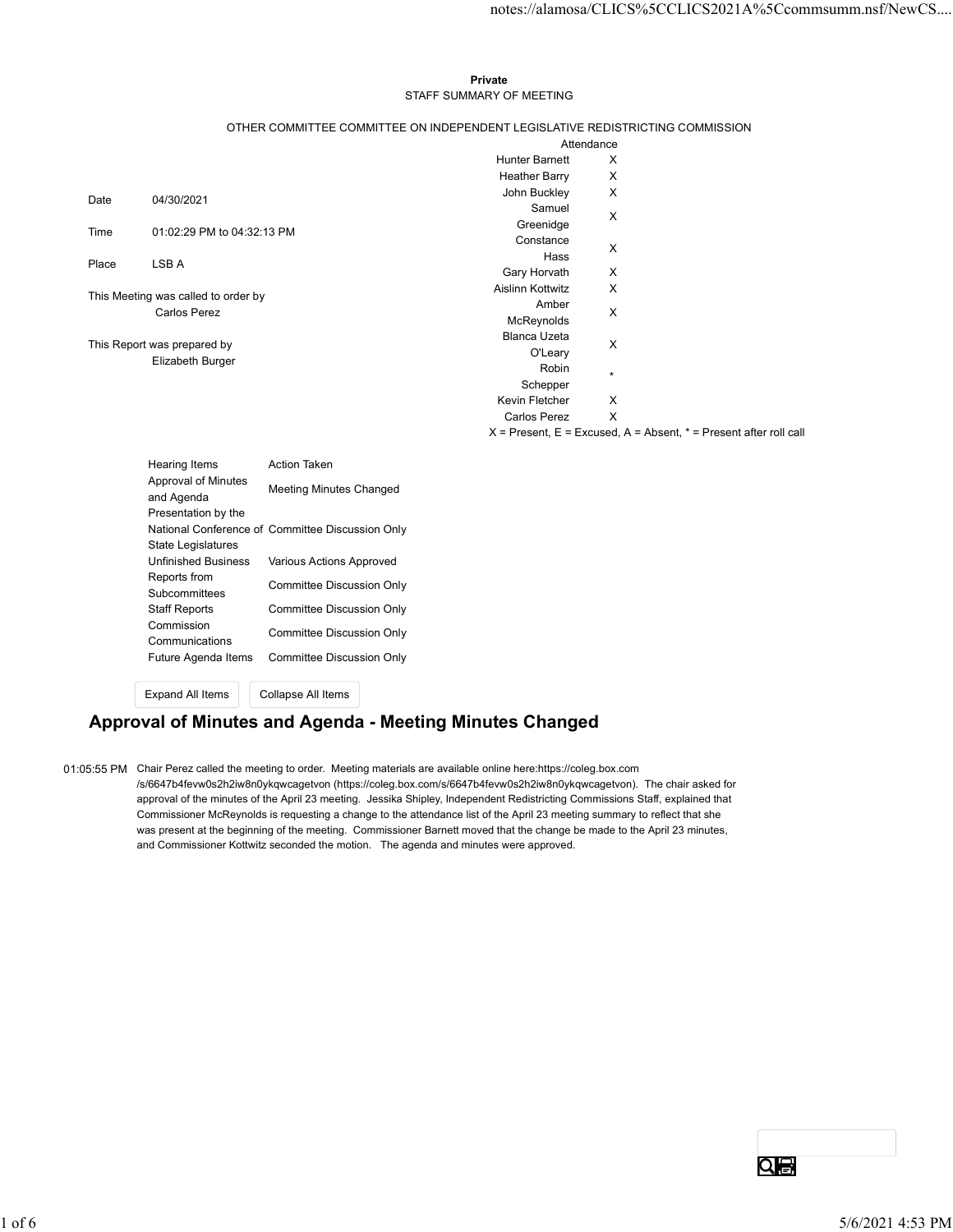**Private**

STAFF SUMMARY OF MEETING

OTHER COMMITTEE COMMITTEE ON INDEPENDENT LEGISLATIVE REDISTRICTING COMMISSION

Date 04/30/2021

Time 01:02:29 PM to 04:32:13 PM

Place LSB A

This Meeting was called to order by
Carlos Perez

This Report was prepared by
Elizabeth Burger

| Attendance | |
|---|---|
| Hunter Barnett | X |
| Heather Barry | X |
| John Buckley | X |
| Samuel Greenidge | X |
| Constance Hass | X |
| Gary Horvath | X |
| Aislinn Kottwitz | X |
| Amber McReynolds | X |
| Blanca Uzeta O'Leary | X |
| Robin Schepper | * |
| Kevin Fletcher | X |
| Carlos Perez | X |

X = Present, E = Excused, A = Absent, * = Present after roll call

| Hearing Items | Action Taken |
|---|---|
| Approval of Minutes and Agenda | Meeting Minutes Changed |
| Presentation by the National Conference of State Legislatures | Committee Discussion Only |
| Unfinished Business | Various Actions Approved |
| Reports from Subcommittees | Committee Discussion Only |
| Staff Reports | Committee Discussion Only |
| Commission Communications | Committee Discussion Only |
| Future Agenda Items | Committee Discussion Only |

## Approval of Minutes and Agenda - Meeting Minutes Changed

01:05:55 PM Chair Perez called the meeting to order. Meeting materials are available online here:https://coleg.box.com/s/6647b4fevw0s2h2iw8n0ykqwcagetvon (https://coleg.box.com/s/6647b4fevw0s2h2iw8n0ykqwcagetvon). The chair asked for approval of the minutes of the April 23 meeting. Jessika Shipley, Independent Redistricting Commissions Staff, explained that Commissioner McReynolds is requesting a change to the attendance list of the April 23 meeting summary to reflect that she was present at the beginning of the meeting. Commissioner Barnett moved that the change be made to the April 23 minutes, and Commissioner Kottwitz seconded the motion. The agenda and minutes were approved.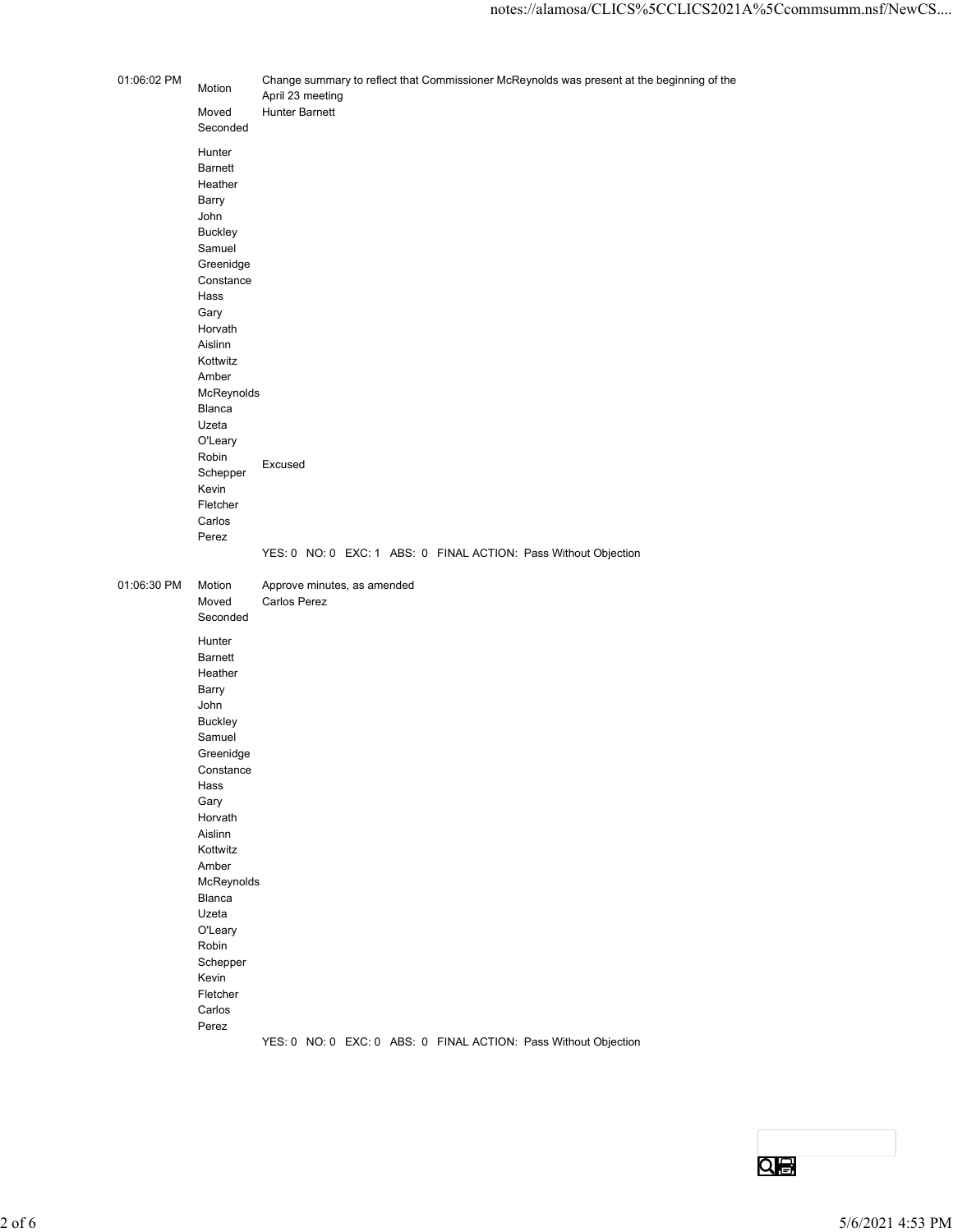| Time | | |
|---|---|---|
| 01:06:02 PM | Motion | Change summary to reflect that Commissioner McReynolds was present at the beginning of the April 23 meeting |
| | Moved | Hunter Barnett |
| | Seconded | |
| | Hunter Barnett | |
| | Heather Barry | |
| | John Buckley | |
| | Samuel Greenidge | |
| | Constance Hass | |
| | Gary Horvath | |
| | Aislinn Kottwitz | |
| | Amber McReynolds | |
| | Blanca Uzeta O'Leary | |
| | Robin Schepper | Excused |
| | Kevin Fletcher | |
| | Carlos Perez | |
| | | YES: 0 NO: 0 EXC: 1 ABS: 0 FINAL ACTION: Pass Without Objection |

| Time | | |
|---|---|---|
| 01:06:30 PM | Motion | Approve minutes, as amended |
| | Moved | Carlos Perez |
| | Seconded | |
| | Hunter Barnett | |
| | Heather Barry | |
| | John Buckley | |
| | Samuel Greenidge | |
| | Constance Hass | |
| | Gary Horvath | |
| | Aislinn Kottwitz | |
| | Amber McReynolds | |
| | Blanca Uzeta O'Leary | |
| | Robin Schepper | |
| | Kevin Fletcher | |
| | Carlos Perez | |
| | | YES: 0 NO: 0 EXC: 0 ABS: 0 FINAL ACTION: Pass Without Objection |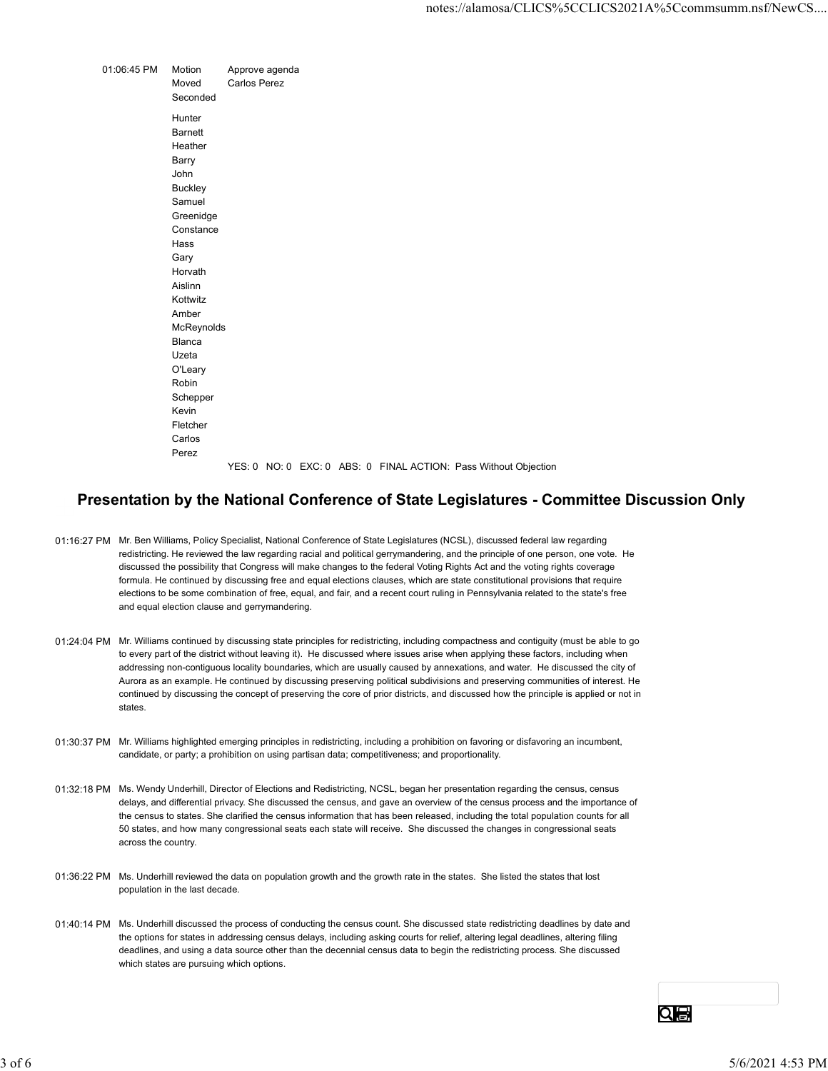| | | |
|---|---|---|
| 01:06:45 PM | Motion | Approve agenda |
| | Moved | Carlos Perez |
| | Seconded | |
| | Hunter Barnett | |
| | Heather Barry | |
| | John Buckley | |
| | Samuel Greenidge | |
| | Constance Hass | |
| | Gary Horvath | |
| | Aislinn Kottwitz | |
| | Amber McReynolds | |
| | Blanca Uzeta O'Leary | |
| | Robin Schepper | |
| | Kevin Fletcher | |
| | Carlos Perez | |
| | | YES: 0 NO: 0 EXC: 0 ABS: 0 FINAL ACTION: Pass Without Objection |

## Presentation by the National Conference of State Legislatures - Committee Discussion Only

01:16:27 PM Mr. Ben Williams, Policy Specialist, National Conference of State Legislatures (NCSL), discussed federal law regarding redistricting. He reviewed the law regarding racial and political gerrymandering, and the principle of one person, one vote. He discussed the possibility that Congress will make changes to the federal Voting Rights Act and the voting rights coverage formula. He continued by discussing free and equal elections clauses, which are state constitutional provisions that require elections to be some combination of free, equal, and fair, and a recent court ruling in Pennsylvania related to the state's free and equal election clause and gerrymandering.

01:24:04 PM Mr. Williams continued by discussing state principles for redistricting, including compactness and contiguity (must be able to go to every part of the district without leaving it). He discussed where issues arise when applying these factors, including when addressing non-contiguous locality boundaries, which are usually caused by annexations, and water. He discussed the city of Aurora as an example. He continued by discussing preserving political subdivisions and preserving communities of interest. He continued by discussing the concept of preserving the core of prior districts, and discussed how the principle is applied or not in states.

01:30:37 PM Mr. Williams highlighted emerging principles in redistricting, including a prohibition on favoring or disfavoring an incumbent, candidate, or party; a prohibition on using partisan data; competitiveness; and proportionality.

01:32:18 PM Ms. Wendy Underhill, Director of Elections and Redistricting, NCSL, began her presentation regarding the census, census delays, and differential privacy. She discussed the census, and gave an overview of the census process and the importance of the census to states. She clarified the census information that has been released, including the total population counts for all 50 states, and how many congressional seats each state will receive. She discussed the changes in congressional seats across the country.

01:36:22 PM Ms. Underhill reviewed the data on population growth and the growth rate in the states. She listed the states that lost population in the last decade.

01:40:14 PM Ms. Underhill discussed the process of conducting the census count. She discussed state redistricting deadlines by date and the options for states in addressing census delays, including asking courts for relief, altering legal deadlines, altering filing deadlines, and using a data source other than the decennial census data to begin the redistricting process. She discussed which states are pursuing which options.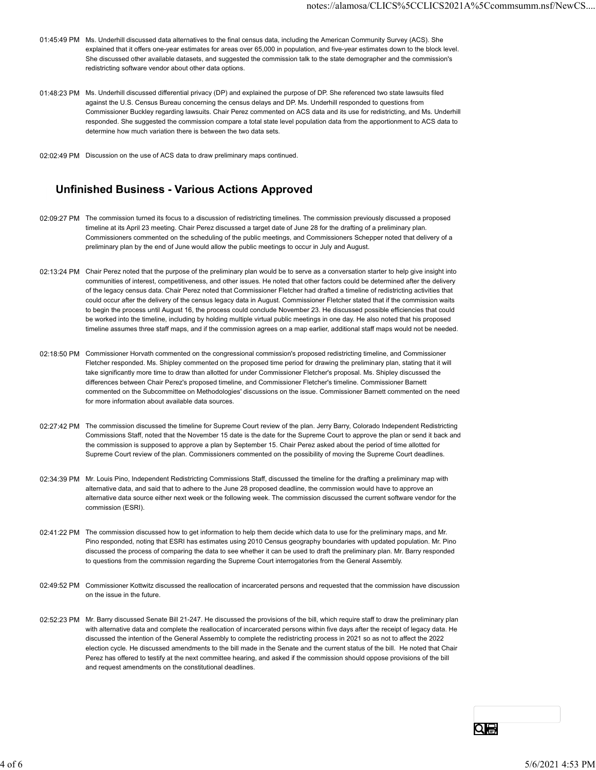01:45:49 PM Ms. Underhill discussed data alternatives to the final census data, including the American Community Survey (ACS). She explained that it offers one-year estimates for areas over 65,000 in population, and five-year estimates down to the block level. She discussed other available datasets, and suggested the commission talk to the state demographer and the commission's redistricting software vendor about other data options.

01:48:23 PM Ms. Underhill discussed differential privacy (DP) and explained the purpose of DP. She referenced two state lawsuits filed against the U.S. Census Bureau concerning the census delays and DP. Ms. Underhill responded to questions from Commissioner Buckley regarding lawsuits. Chair Perez commented on ACS data and its use for redistricting, and Ms. Underhill responded. She suggested the commission compare a total state level population data from the apportionment to ACS data to determine how much variation there is between the two data sets.

02:02:49 PM Discussion on the use of ACS data to draw preliminary maps continued.

## Unfinished Business - Various Actions Approved

02:09:27 PM The commission turned its focus to a discussion of redistricting timelines. The commission previously discussed a proposed timeline at its April 23 meeting. Chair Perez discussed a target date of June 28 for the drafting of a preliminary plan. Commissioners commented on the scheduling of the public meetings, and Commissioners Schepper noted that delivery of a preliminary plan by the end of June would allow the public meetings to occur in July and August.

02:13:24 PM Chair Perez noted that the purpose of the preliminary plan would be to serve as a conversation starter to help give insight into communities of interest, competitiveness, and other issues. He noted that other factors could be determined after the delivery of the legacy census data. Chair Perez noted that Commissioner Fletcher had drafted a timeline of redistricting activities that could occur after the delivery of the census legacy data in August. Commissioner Fletcher stated that if the commission waits to begin the process until August 16, the process could conclude November 23. He discussed possible efficiencies that could be worked into the timeline, including by holding multiple virtual public meetings in one day. He also noted that his proposed timeline assumes three staff maps, and if the commission agrees on a map earlier, additional staff maps would not be needed.

02:18:50 PM Commissioner Horvath commented on the congressional commission's proposed redistricting timeline, and Commissioner Fletcher responded. Ms. Shipley commented on the proposed time period for drawing the preliminary plan, stating that it will take significantly more time to draw than allotted for under Commissioner Fletcher's proposal. Ms. Shipley discussed the differences between Chair Perez's proposed timeline, and Commissioner Fletcher's timeline. Commissioner Barnett commented on the Subcommittee on Methodologies' discussions on the issue. Commissioner Barnett commented on the need for more information about available data sources.

02:27:42 PM The commission discussed the timeline for Supreme Court review of the plan. Jerry Barry, Colorado Independent Redistricting Commissions Staff, noted that the November 15 date is the date for the Supreme Court to approve the plan or send it back and the commission is supposed to approve a plan by September 15. Chair Perez asked about the period of time allotted for Supreme Court review of the plan. Commissioners commented on the possibility of moving the Supreme Court deadlines.

02:34:39 PM Mr. Louis Pino, Independent Redistricting Commissions Staff, discussed the timeline for the drafting a preliminary map with alternative data, and said that to adhere to the June 28 proposed deadline, the commission would have to approve an alternative data source either next week or the following week. The commission discussed the current software vendor for the commission (ESRI).

02:41:22 PM The commission discussed how to get information to help them decide which data to use for the preliminary maps, and Mr. Pino responded, noting that ESRI has estimates using 2010 Census geography boundaries with updated population. Mr. Pino discussed the process of comparing the data to see whether it can be used to draft the preliminary plan. Mr. Barry responded to questions from the commission regarding the Supreme Court interrogatories from the General Assembly.

02:49:52 PM Commissioner Kottwitz discussed the reallocation of incarcerated persons and requested that the commission have discussion on the issue in the future.

02:52:23 PM Mr. Barry discussed Senate Bill 21-247. He discussed the provisions of the bill, which require staff to draw the preliminary plan with alternative data and complete the reallocation of incarcerated persons within five days after the receipt of legacy data. He discussed the intention of the General Assembly to complete the redistricting process in 2021 so as not to affect the 2022 election cycle. He discussed amendments to the bill made in the Senate and the current status of the bill. He noted that Chair Perez has offered to testify at the next committee hearing, and asked if the commission should oppose provisions of the bill and request amendments on the constitutional deadlines.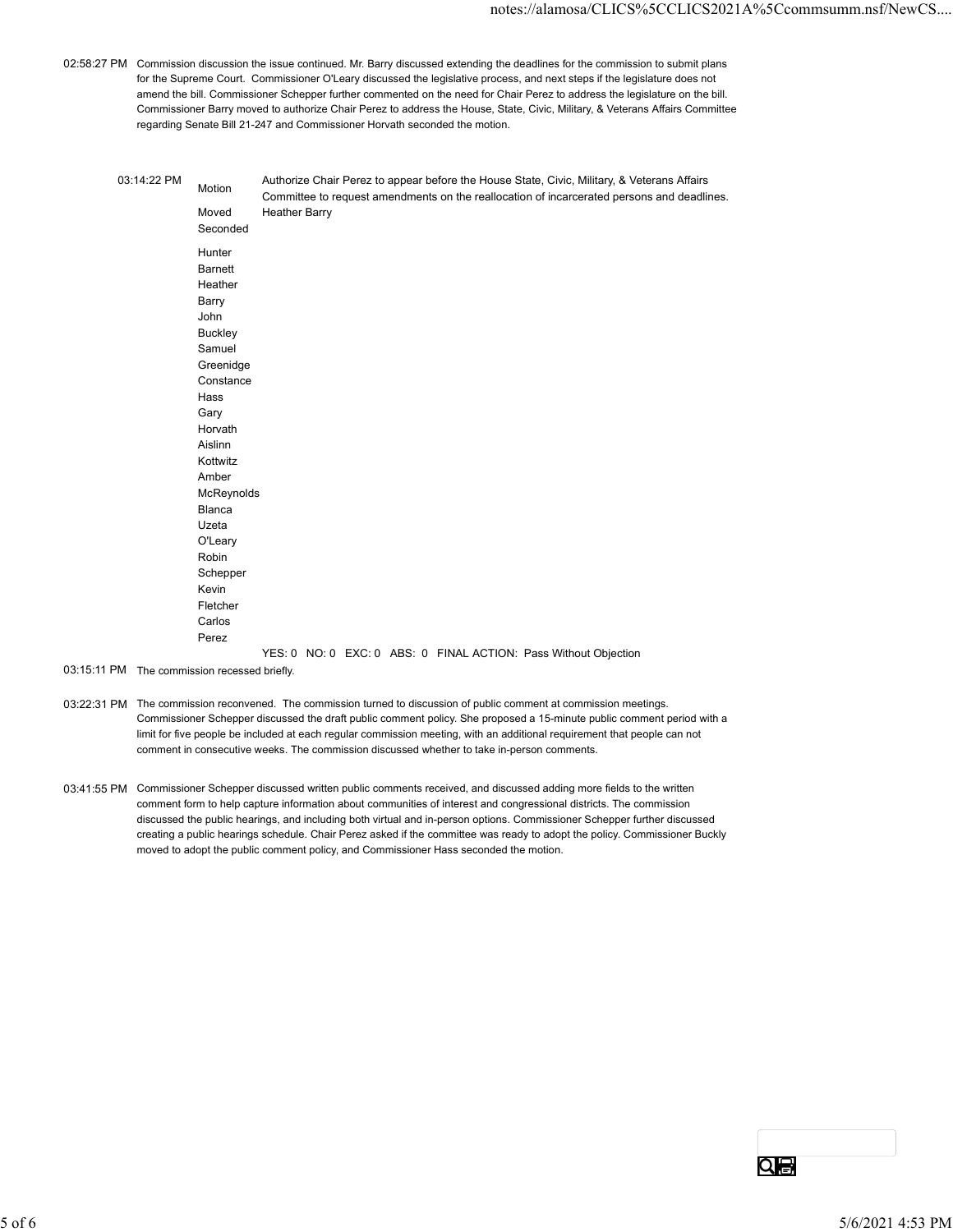02:58:27 PM Commission discussion the issue continued. Mr. Barry discussed extending the deadlines for the commission to submit plans for the Supreme Court. Commissioner O'Leary discussed the legislative process, and next steps if the legislature does not amend the bill. Commissioner Schepper further commented on the need for Chair Perez to address the legislature on the bill. Commissioner Barry moved to authorize Chair Perez to address the House, State, Civic, Military, & Veterans Affairs Committee regarding Senate Bill 21-247 and Commissioner Horvath seconded the motion.

03:14:22 PM

| | |
|---|---|
| Motion | Authorize Chair Perez to appear before the House State, Civic, Military, & Veterans Affairs Committee to request amendments on the reallocation of incarcerated persons and deadlines. |
| Moved | Heather Barry |
| Seconded | |
| Hunter Barnett | |
| Heather Barry | |
| John Buckley | |
| Samuel Greenidge | |
| Constance Hass | |
| Gary Horvath | |
| Aislinn Kottwitz | |
| Amber McReynolds | |
| Blanca Uzeta O'Leary | |
| Robin Schepper | |
| Kevin Fletcher | |
| Carlos Perez | |
| | YES: 0 NO: 0 EXC: 0 ABS: 0 FINAL ACTION: Pass Without Objection |

03:15:11 PM The commission recessed briefly.

03:22:31 PM The commission reconvened. The commission turned to discussion of public comment at commission meetings. Commissioner Schepper discussed the draft public comment policy. She proposed a 15-minute public comment period with a limit for five people be included at each regular commission meeting, with an additional requirement that people can not comment in consecutive weeks. The commission discussed whether to take in-person comments.

03:41:55 PM Commissioner Schepper discussed written public comments received, and discussed adding more fields to the written comment form to help capture information about communities of interest and congressional districts. The commission discussed the public hearings, and including both virtual and in-person options. Commissioner Schepper further discussed creating a public hearings schedule. Chair Perez asked if the committee was ready to adopt the policy. Commissioner Buckly moved to adopt the public comment policy, and Commissioner Hass seconded the motion.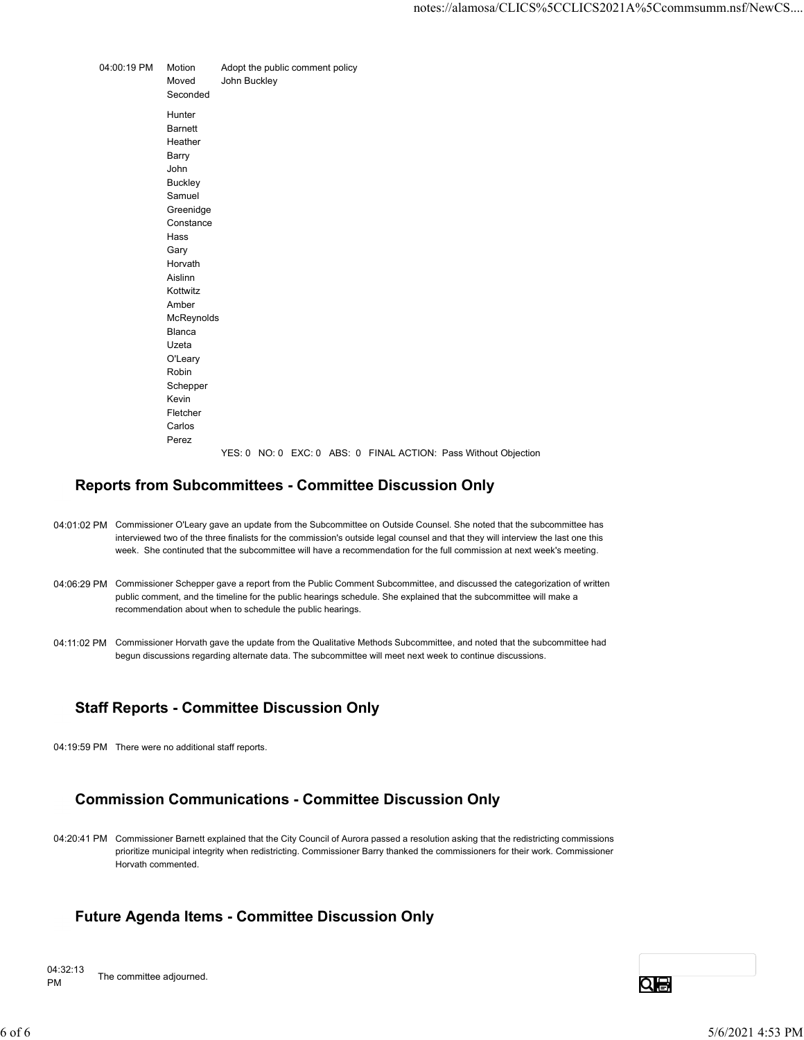| | | |
|---|---|---|
| 04:00:19 PM | Motion | Adopt the public comment policy |
| | Moved | John Buckley |
| | Seconded | |
| | Hunter Barnett | |
| | Heather Barry | |
| | John Buckley | |
| | Samuel Greenidge | |
| | Constance Hass | |
| | Gary Horvath | |
| | Aislinn Kottwitz | |
| | Amber McReynolds | |
| | Blanca Uzeta O'Leary | |
| | Robin Schepper | |
| | Kevin Fletcher | |
| | Carlos Perez | |
| | | YES: 0 NO: 0 EXC: 0 ABS: 0 FINAL ACTION: Pass Without Objection |

## Reports from Subcommittees - Committee Discussion Only

04:01:02 PM Commissioner O'Leary gave an update from the Subcommittee on Outside Counsel. She noted that the subcommittee has interviewed two of the three finalists for the commission's outside legal counsel and that they will interview the last one this week. She continued that the subcommittee will have a recommendation for the full commission at next week's meeting.

04:06:29 PM Commissioner Schepper gave a report from the Public Comment Subcommittee, and discussed the categorization of written public comment, and the timeline for the public hearings schedule. She explained that the subcommittee will make a recommendation about when to schedule the public hearings.

04:11:02 PM Commissioner Horvath gave the update from the Qualitative Methods Subcommittee, and noted that the subcommittee had begun discussions regarding alternate data. The subcommittee will meet next week to continue discussions.

## Staff Reports - Committee Discussion Only

04:19:59 PM There were no additional staff reports.

## Commission Communications - Committee Discussion Only

04:20:41 PM Commissioner Barnett explained that the City Council of Aurora passed a resolution asking that the redistricting commissions prioritize municipal integrity when redistricting. Commissioner Barry thanked the commissioners for their work. Commissioner Horvath commented.

## Future Agenda Items - Committee Discussion Only

04:32:13 PM The committee adjourned.